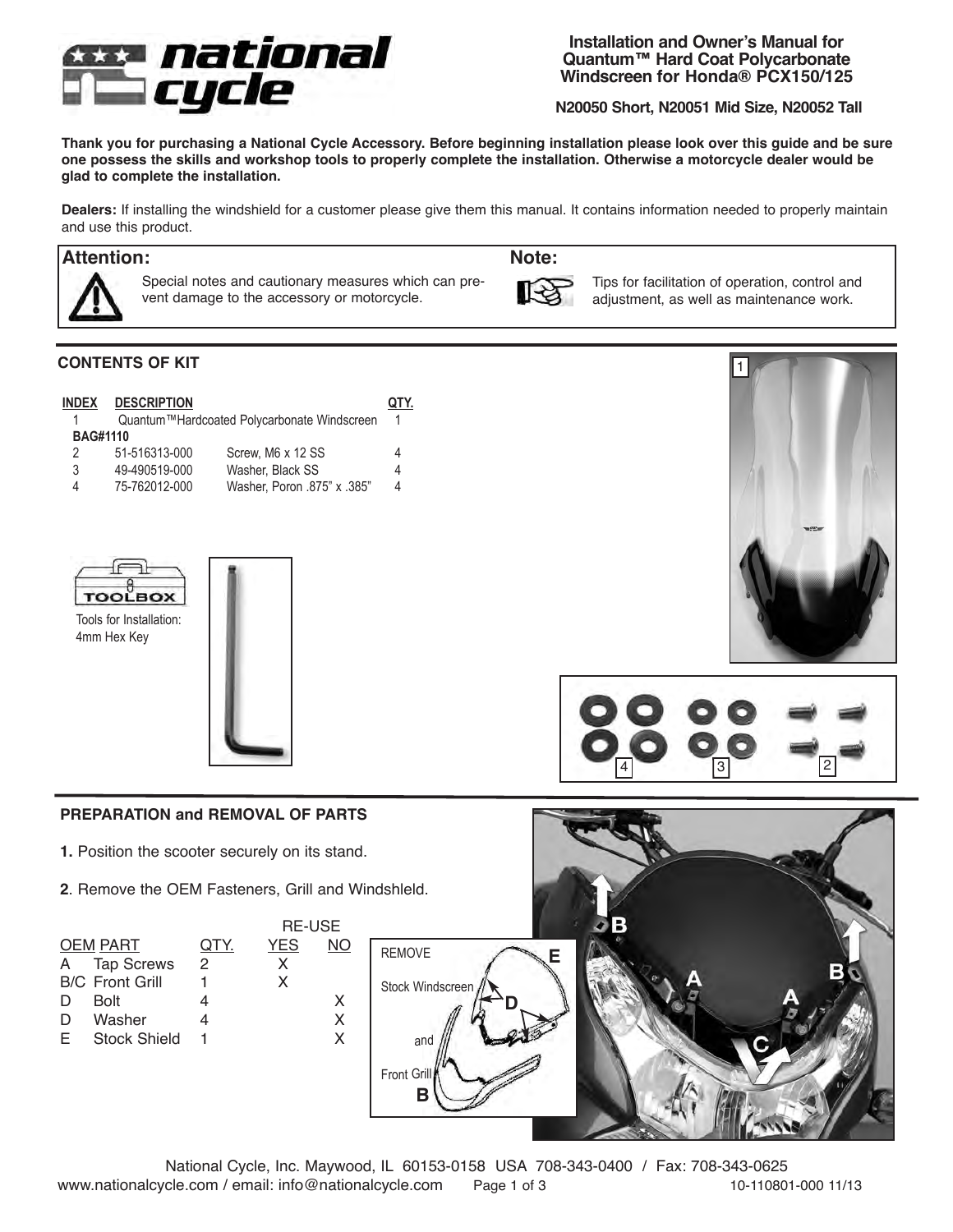# Installation and Owner's Manual for Quantum™ Hard Coat Polycarbonate Windscreen for Honda® PCX150/125

**N20050 Short, N20051 Mid Size, N20052 Tall**

**Thank you for purchasing a National Cycle Accessory. Before beginning installation please look over this guide and be sure one possess the skills and workshop tools to properly complete the installation. Otherwise a motorcycle dealer would be glad to complete the installation.**

**Dealers:** If installing the windshield for a customer please give them this manual. It contains information needed to properly maintain and use this product.

**Attention:** Special notes and cautionary measures which can prevent damage to the accessory or motorcycle.

**Note:** Tips for facilitation of operation, control and adjustment, as well as maintenance work.

## CONTENTS OF KIT

| INDEX | DESCRIPTION | | QTY. |
|---|---|---|---|
| 1 | Quantum™Hardcoated Polycarbonate Windscreen | | 1 |
| BAG#1110 | | | |
| 2 | 51-516313-000 | Screw, M6 x 12 SS | 4 |
| 3 | 49-490519-000 | Washer, Black SS | 4 |
| 4 | 75-762012-000 | Washer, Poron .875" x .385" | 4 |

TOOLBOX

Tools for Installation:
4mm Hex Key

## PREPARATION and REMOVAL OF PARTS

**1.** Position the scooter securely on its stand.

**2**. Remove the OEM Fasteners, Grill and Windshleld.

| | OEM PART | QTY. | RE-USE YES | RE-USE NO |
|---|---|---|---|---|
| A | Tap Screws | 2 | X | |
| B/C | Front Grill | 1 | X | |
| D | Bolt | 4 | | X |
| D | Washer | 4 | | X |
| E | Stock Shield | 1 | | X |

REMOVE Stock Windscreen and Front Grill

National Cycle, Inc. Maywood, IL 60153-0158 USA 708-343-0400 / Fax: 708-343-0625
www.nationalcycle.com / email: info@nationalcycle.com

10-110801-000 11/13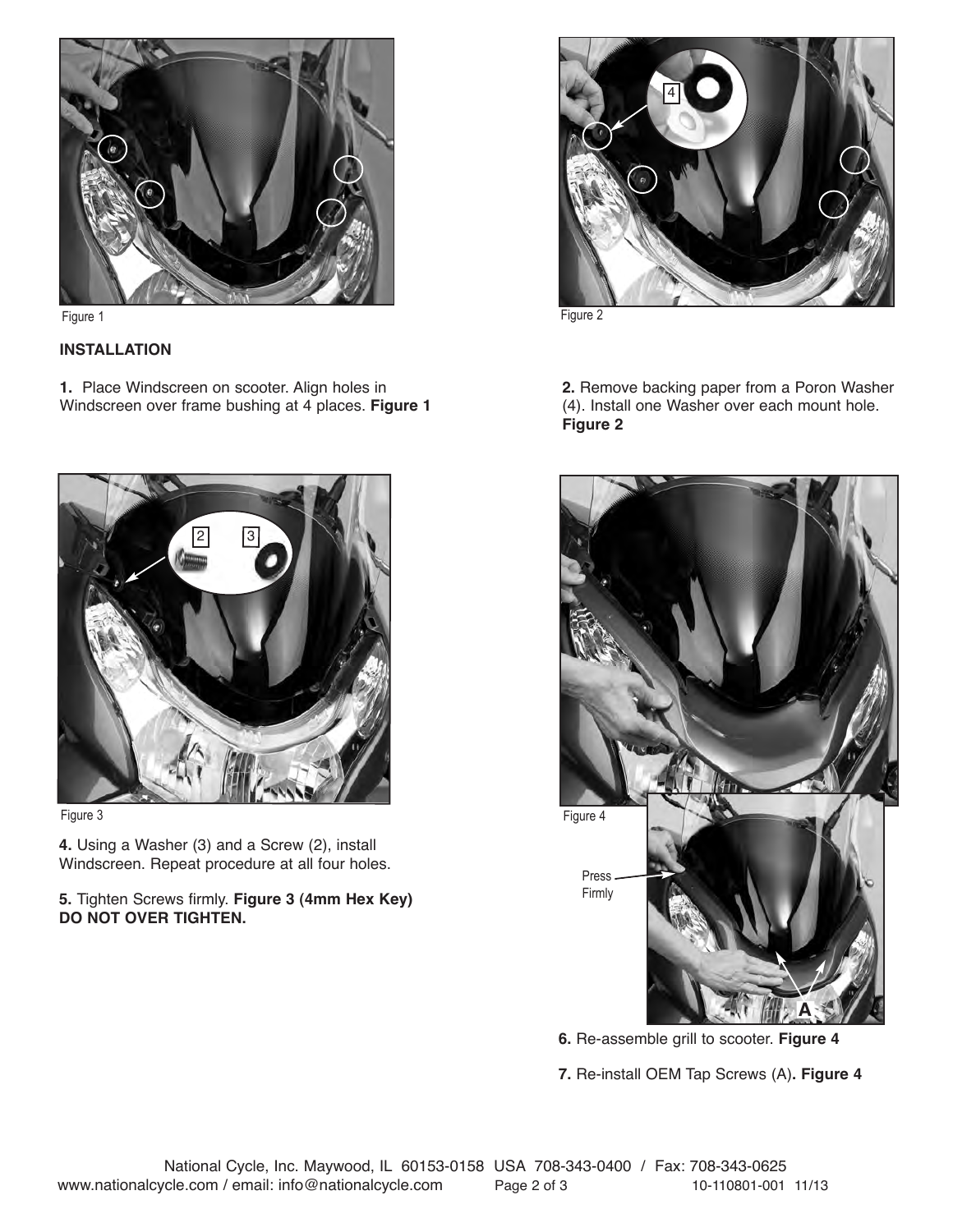Figure 1

## INSTALLATION

**1.** Place Windscreen on scooter. Align holes in Windscreen over frame bushing at 4 places. **Figure 1**

Figure 2

**2.** Remove backing paper from a Poron Washer (4). Install one Washer over each mount hole. **Figure 2**

Figure 3

**4.** Using a Washer (3) and a Screw (2), install Windscreen. Repeat procedure at all four holes.

**5.** Tighten Screws firmly. **Figure 3 (4mm Hex Key) DO NOT OVER TIGHTEN.**

Figure 4

Press Firmly

A

**6.** Re-assemble grill to scooter. **Figure 4**

**7.** Re-install OEM Tap Screws (A)**. Figure 4**

National Cycle, Inc. Maywood, IL 60153-0158 USA 708-343-0400 / Fax: 708-343-0625
www.nationalcycle.com / email: info@nationalcycle.com

10-110801-001 11/13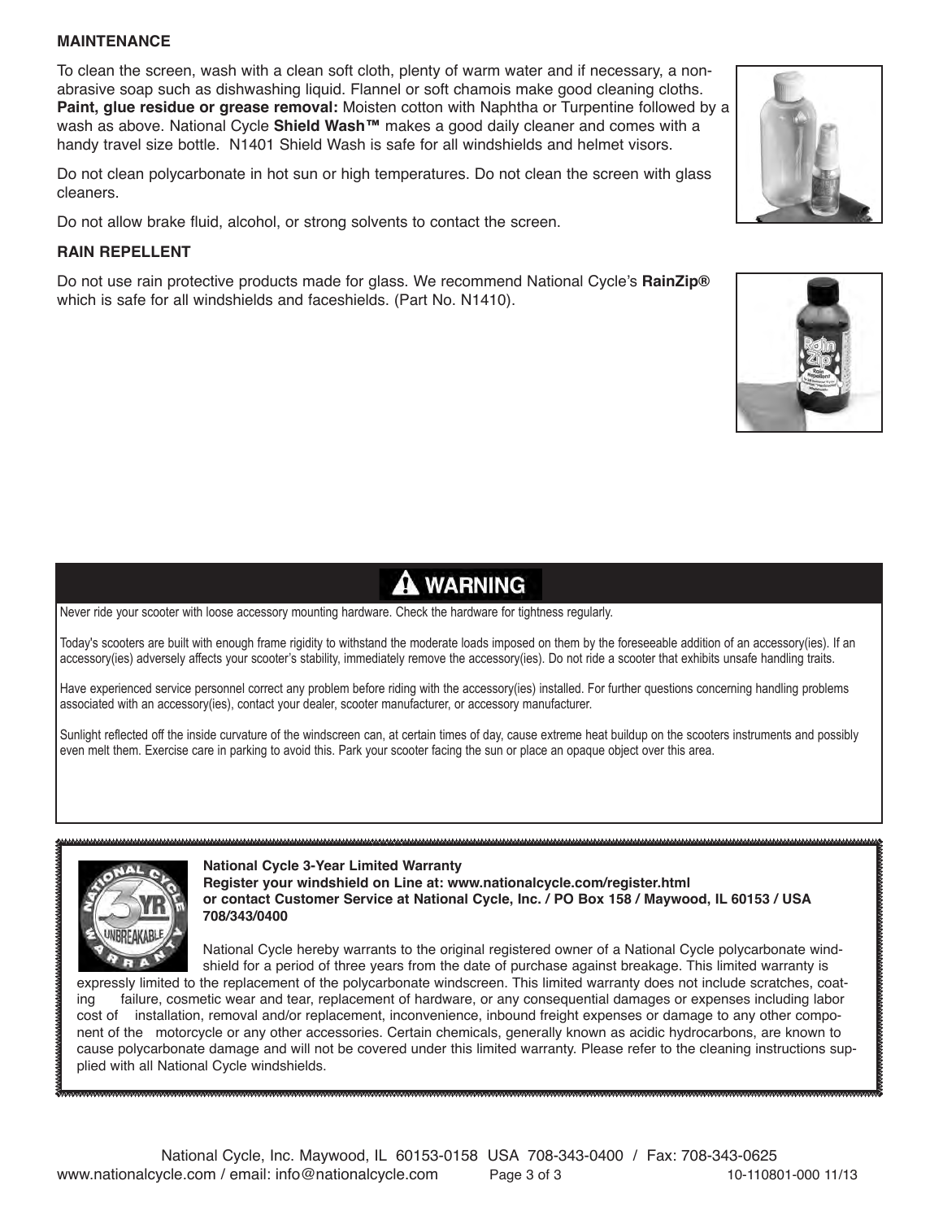**MAINTENANCE**

To clean the screen, wash with a clean soft cloth, plenty of warm water and if necessary, a non-abrasive soap such as dishwashing liquid. Flannel or soft chamois make good cleaning cloths. **Paint, glue residue or grease removal:** Moisten cotton with Naphtha or Turpentine followed by a wash as above. National Cycle **Shield Wash™** makes a good daily cleaner and comes with a handy travel size bottle. N1401 Shield Wash is safe for all windshields and helmet visors.

Do not clean polycarbonate in hot sun or high temperatures. Do not clean the screen with glass cleaners.

Do not allow brake fluid, alcohol, or strong solvents to contact the screen.

**RAIN REPELLENT**

Do not use rain protective products made for glass. We recommend National Cycle's **RainZip®** which is safe for all windshields and faceshields. (Part No. N1410).

## ⚠ WARNING

Never ride your scooter with loose accessory mounting hardware. Check the hardware for tightness regularly.

Today's scooters are built with enough frame rigidity to withstand the moderate loads imposed on them by the foreseeable addition of an accessory(ies). If an accessory(ies) adversely affects your scooter's stability, immediately remove the accessory(ies). Do not ride a scooter that exhibits unsafe handling traits.

Have experienced service personnel correct any problem before riding with the accessory(ies) installed. For further questions concerning handling problems associated with an accessory(ies), contact your dealer, scooter manufacturer, or accessory manufacturer.

Sunlight reflected off the inside curvature of the windscreen can, at certain times of day, cause extreme heat buildup on the scooters instruments and possibly even melt them. Exercise care in parking to avoid this. Park your scooter facing the sun or place an opaque object over this area.

**National Cycle 3-Year Limited Warranty**
**Register your windshield on Line at: www.nationalcycle.com/register.html**
**or contact Customer Service at National Cycle, Inc. / PO Box 158 / Maywood, IL 60153 / USA**
**708/343/0400**

National Cycle hereby warrants to the original registered owner of a National Cycle polycarbonate windshield for a period of three years from the date of purchase against breakage. This limited warranty is expressly limited to the replacement of the polycarbonate windscreen. This limited warranty does not include scratches, coating failure, cosmetic wear and tear, replacement of hardware, or any consequential damages or expenses including labor cost of installation, removal and/or replacement, inconvenience, inbound freight expenses or damage to any other component of the motorcycle or any other accessories. Certain chemicals, generally known as acidic hydrocarbons, are known to cause polycarbonate damage and will not be covered under this limited warranty. Please refer to the cleaning instructions supplied with all National Cycle windshields.

National Cycle, Inc. Maywood, IL 60153-0158 USA 708-343-0400 / Fax: 708-343-0625
www.nationalcycle.com / email: info@nationalcycle.com

10-110801-000 11/13